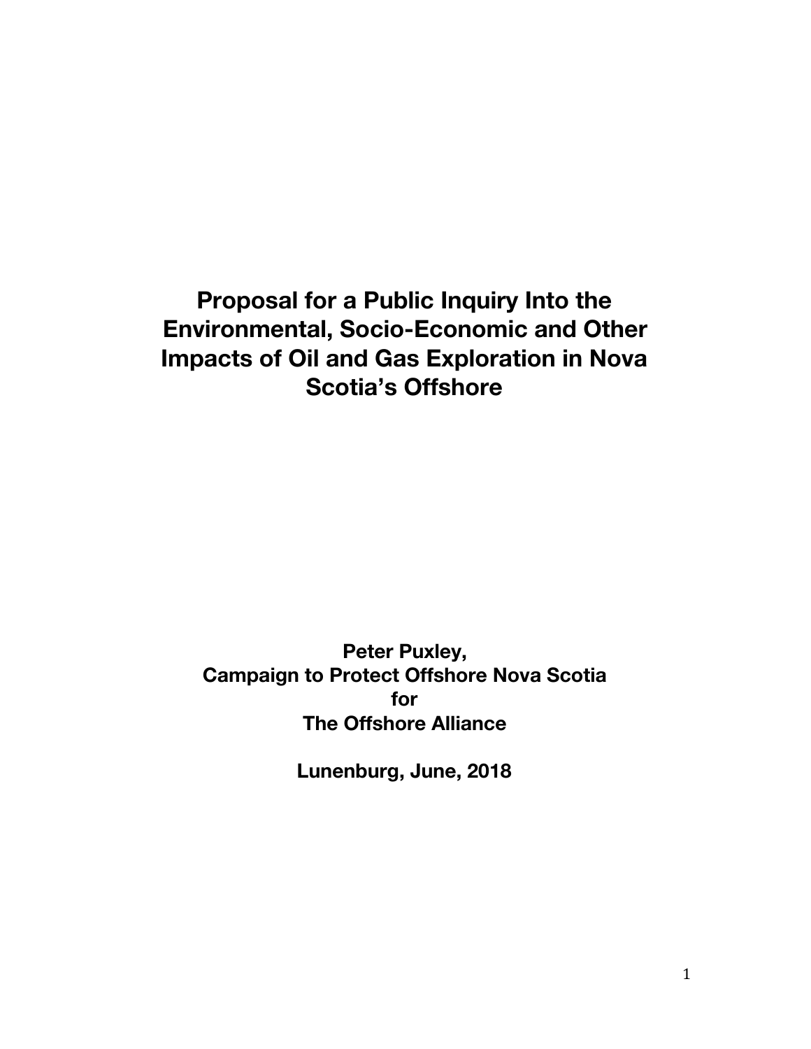# Proposal for a Public Inquiry Into the Environmental, Socio-Economic and Other Impacts of Oil and Gas Exploration in Nova Scotia's Offshore

**Peter Puxley,**
**Campaign to Protect Offshore Nova Scotia**
**for**
**The Offshore Alliance**

**Lunenburg, June, 2018**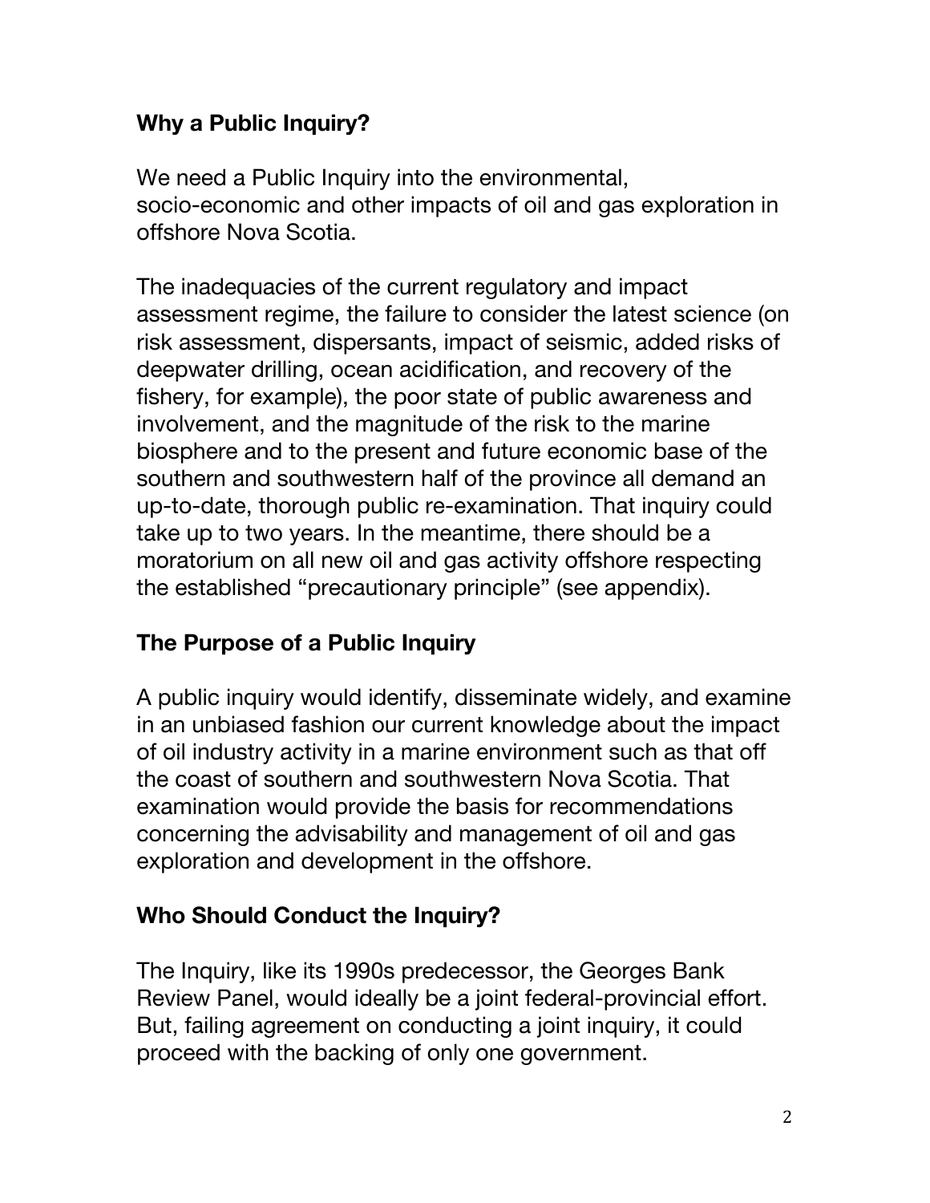## Why a Public Inquiry?

We need a Public Inquiry into the environmental, socio-economic and other impacts of oil and gas exploration in offshore Nova Scotia.

The inadequacies of the current regulatory and impact assessment regime, the failure to consider the latest science (on risk assessment, dispersants, impact of seismic, added risks of deepwater drilling, ocean acidification, and recovery of the fishery, for example), the poor state of public awareness and involvement, and the magnitude of the risk to the marine biosphere and to the present and future economic base of the southern and southwestern half of the province all demand an up-to-date, thorough public re-examination. That inquiry could take up to two years. In the meantime, there should be a moratorium on all new oil and gas activity offshore respecting the established "precautionary principle" (see appendix).

## The Purpose of a Public Inquiry

A public inquiry would identify, disseminate widely, and examine in an unbiased fashion our current knowledge about the impact of oil industry activity in a marine environment such as that off the coast of southern and southwestern Nova Scotia. That examination would provide the basis for recommendations concerning the advisability and management of oil and gas exploration and development in the offshore.

## Who Should Conduct the Inquiry?

The Inquiry, like its 1990s predecessor, the Georges Bank Review Panel, would ideally be a joint federal-provincial effort. But, failing agreement on conducting a joint inquiry, it could proceed with the backing of only one government.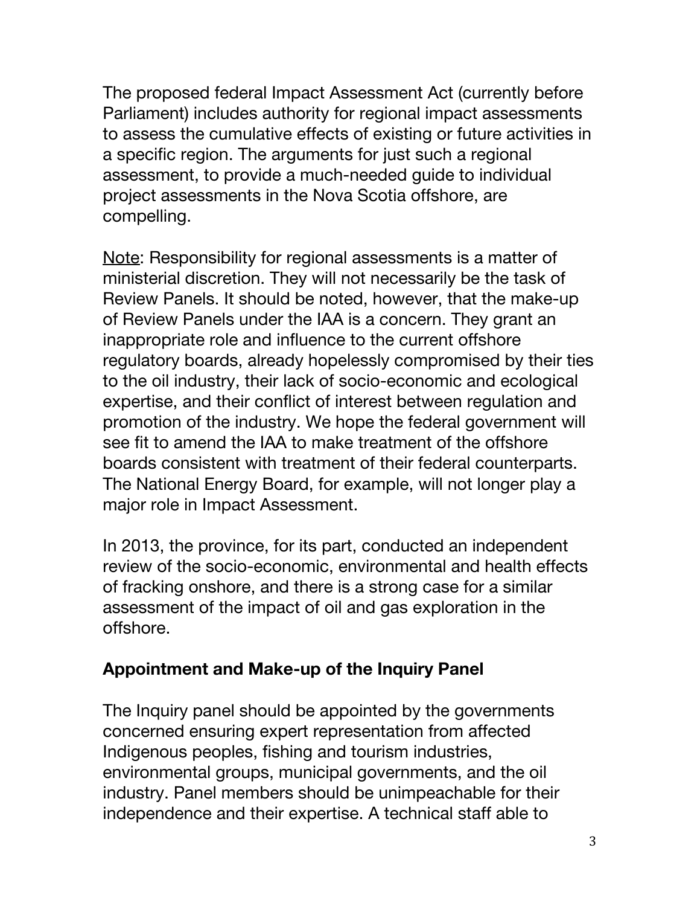The proposed federal Impact Assessment Act (currently before Parliament) includes authority for regional impact assessments to assess the cumulative effects of existing or future activities in a specific region. The arguments for just such a regional assessment, to provide a much-needed guide to individual project assessments in the Nova Scotia offshore, are compelling.

<u>Note</u>: Responsibility for regional assessments is a matter of ministerial discretion. They will not necessarily be the task of Review Panels. It should be noted, however, that the make-up of Review Panels under the IAA is a concern. They grant an inappropriate role and influence to the current offshore regulatory boards, already hopelessly compromised by their ties to the oil industry, their lack of socio-economic and ecological expertise, and their conflict of interest between regulation and promotion of the industry. We hope the federal government will see fit to amend the IAA to make treatment of the offshore boards consistent with treatment of their federal counterparts. The National Energy Board, for example, will not longer play a major role in Impact Assessment.

In 2013, the province, for its part, conducted an independent review of the socio-economic, environmental and health effects of fracking onshore, and there is a strong case for a similar assessment of the impact of oil and gas exploration in the offshore.

### Appointment and Make-up of the Inquiry Panel

The Inquiry panel should be appointed by the governments concerned ensuring expert representation from affected Indigenous peoples, fishing and tourism industries, environmental groups, municipal governments, and the oil industry. Panel members should be unimpeachable for their independence and their expertise. A technical staff able to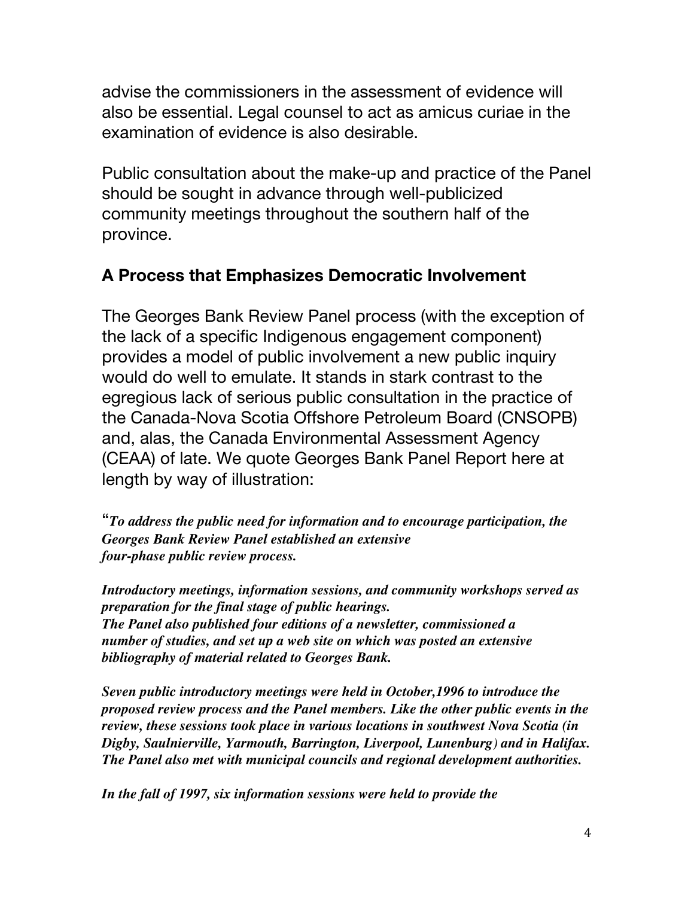advise the commissioners in the assessment of evidence will also be essential. Legal counsel to act as amicus curiae in the examination of evidence is also desirable.

Public consultation about the make-up and practice of the Panel should be sought in advance through well-publicized community meetings throughout the southern half of the province.

## A Process that Emphasizes Democratic Involvement

The Georges Bank Review Panel process (with the exception of the lack of a specific Indigenous engagement component) provides a model of public involvement a new public inquiry would do well to emulate. It stands in stark contrast to the egregious lack of serious public consultation in the practice of the Canada-Nova Scotia Offshore Petroleum Board (CNSOPB) and, alas, the Canada Environmental Assessment Agency (CEAA) of late. We quote Georges Bank Panel Report here at length by way of illustration:

"***To address the public need for information and to encourage participation, the Georges Bank Review Panel established an extensive four-phase public review process.***

***Introductory meetings, information sessions, and community workshops served as preparation for the final stage of public hearings. The Panel also published four editions of a newsletter, commissioned a number of studies, and set up a web site on which was posted an extensive bibliography of material related to Georges Bank.***

***Seven public introductory meetings were held in October,1996 to introduce the proposed review process and the Panel members. Like the other public events in the review, these sessions took place in various locations in southwest Nova Scotia (in Digby, Saulnierville, Yarmouth, Barrington, Liverpool, Lunenburg) and in Halifax. The Panel also met with municipal councils and regional development authorities.***

***In the fall of 1997, six information sessions were held to provide the***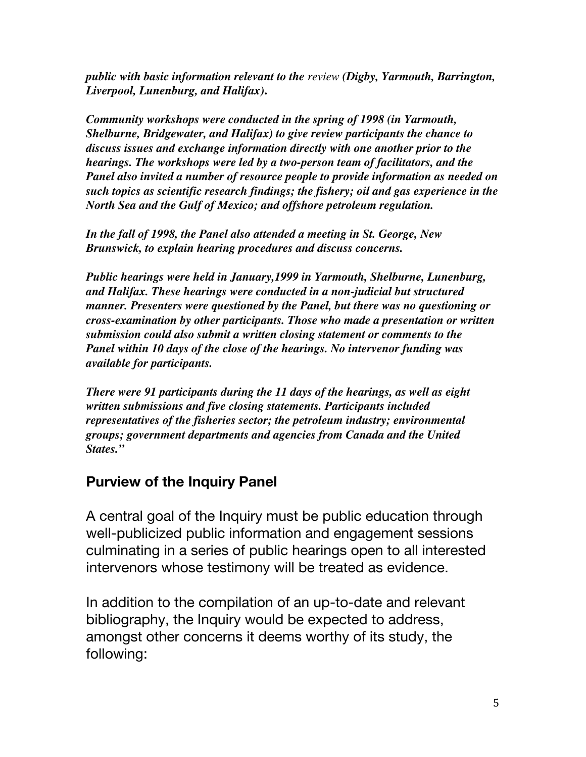***public with basic information relevant to the*** *review* ***(Digby, Yarmouth, Barrington, Liverpool, Lunenburg, and Halifax).***

***Community workshops were conducted in the spring of 1998 (in Yarmouth, Shelburne, Bridgewater, and Halifax) to give review participants the chance to discuss issues and exchange information directly with one another prior to the hearings. The workshops were led by a two-person team of facilitators, and the Panel also invited a number of resource people to provide information as needed on such topics as scientific research findings; the fishery; oil and gas experience in the North Sea and the Gulf of Mexico; and offshore petroleum regulation.***

***In the fall of 1998, the Panel also attended a meeting in St. George, New Brunswick, to explain hearing procedures and discuss concerns.***

***Public hearings were held in January,1999 in Yarmouth, Shelburne, Lunenburg, and Halifax. These hearings were conducted in a non-judicial but structured manner. Presenters were questioned by the Panel, but there was no questioning or cross-examination by other participants. Those who made a presentation or written submission could also submit a written closing statement or comments to the Panel within 10 days of the close of the hearings. No intervenor funding was available for participants.***

***There were 91 participants during the 11 days of the hearings, as well as eight written submissions and five closing statements. Participants included representatives of the fisheries sector; the petroleum industry; environmental groups; government departments and agencies from Canada and the United States."***

## Purview of the Inquiry Panel

A central goal of the Inquiry must be public education through well-publicized public information and engagement sessions culminating in a series of public hearings open to all interested intervenors whose testimony will be treated as evidence.

In addition to the compilation of an up-to-date and relevant bibliography, the Inquiry would be expected to address, amongst other concerns it deems worthy of its study, the following: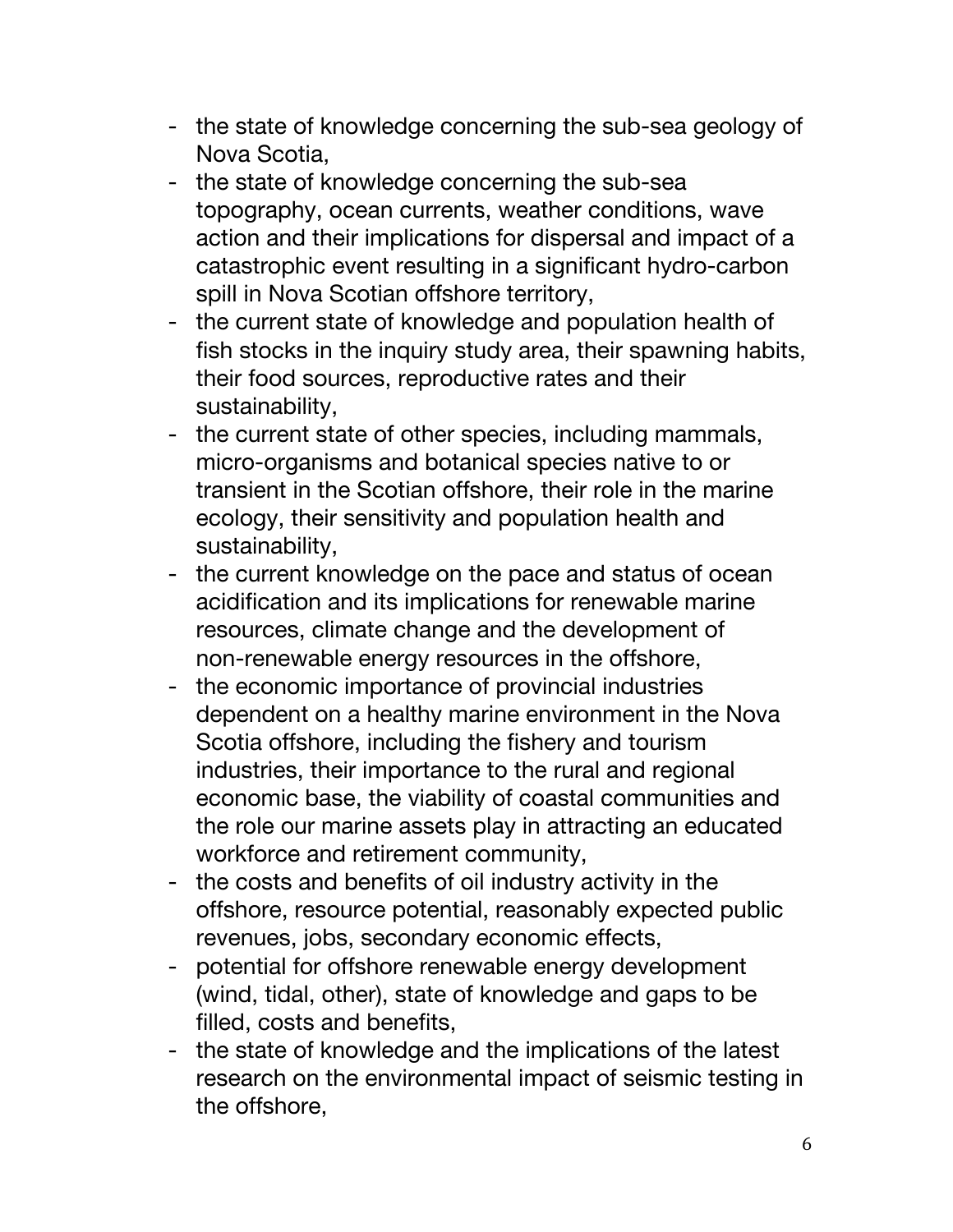- the state of knowledge concerning the sub-sea geology of Nova Scotia,
- the state of knowledge concerning the sub-sea topography, ocean currents, weather conditions, wave action and their implications for dispersal and impact of a catastrophic event resulting in a significant hydro-carbon spill in Nova Scotian offshore territory,
- the current state of knowledge and population health of fish stocks in the inquiry study area, their spawning habits, their food sources, reproductive rates and their sustainability,
- the current state of other species, including mammals, micro-organisms and botanical species native to or transient in the Scotian offshore, their role in the marine ecology, their sensitivity and population health and sustainability,
- the current knowledge on the pace and status of ocean acidification and its implications for renewable marine resources, climate change and the development of non-renewable energy resources in the offshore,
- the economic importance of provincial industries dependent on a healthy marine environment in the Nova Scotia offshore, including the fishery and tourism industries, their importance to the rural and regional economic base, the viability of coastal communities and the role our marine assets play in attracting an educated workforce and retirement community,
- the costs and benefits of oil industry activity in the offshore, resource potential, reasonably expected public revenues, jobs, secondary economic effects,
- potential for offshore renewable energy development (wind, tidal, other), state of knowledge and gaps to be filled, costs and benefits,
- the state of knowledge and the implications of the latest research on the environmental impact of seismic testing in the offshore,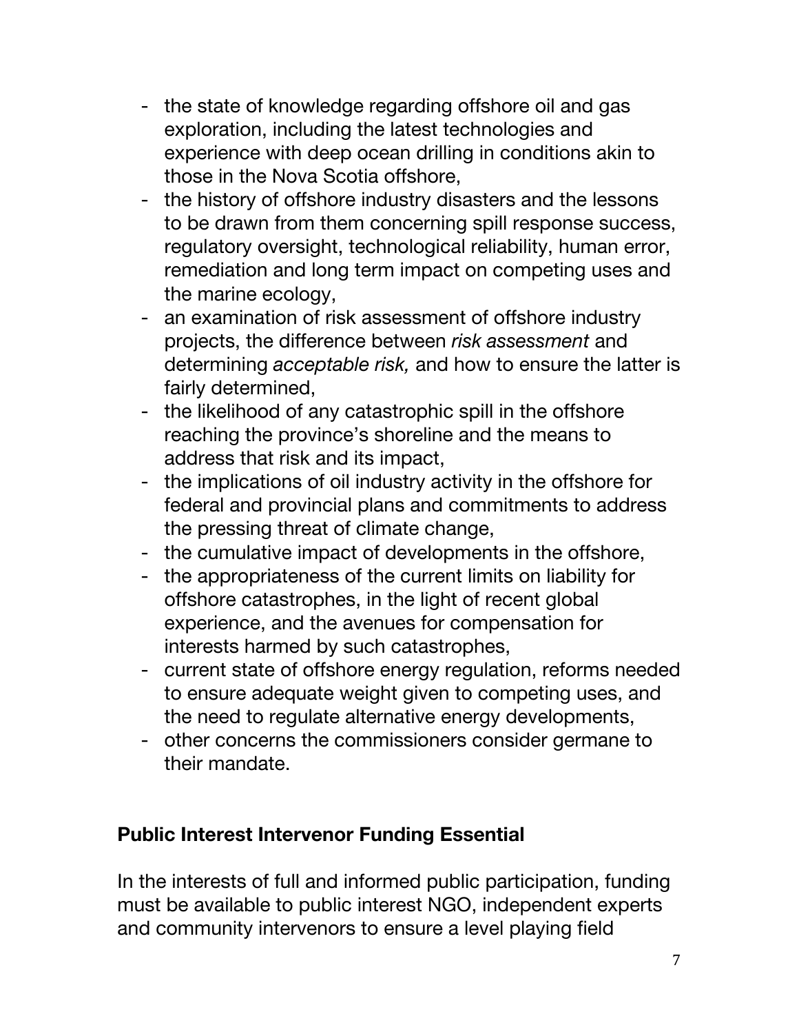- the state of knowledge regarding offshore oil and gas exploration, including the latest technologies and experience with deep ocean drilling in conditions akin to those in the Nova Scotia offshore,
- the history of offshore industry disasters and the lessons to be drawn from them concerning spill response success, regulatory oversight, technological reliability, human error, remediation and long term impact on competing uses and the marine ecology,
- an examination of risk assessment of offshore industry projects, the difference between *risk assessment* and determining *acceptable risk,* and how to ensure the latter is fairly determined,
- the likelihood of any catastrophic spill in the offshore reaching the province's shoreline and the means to address that risk and its impact,
- the implications of oil industry activity in the offshore for federal and provincial plans and commitments to address the pressing threat of climate change,
- the cumulative impact of developments in the offshore,
- the appropriateness of the current limits on liability for offshore catastrophes, in the light of recent global experience, and the avenues for compensation for interests harmed by such catastrophes,
- current state of offshore energy regulation, reforms needed to ensure adequate weight given to competing uses, and the need to regulate alternative energy developments,
- other concerns the commissioners consider germane to their mandate.

**Public Interest Intervenor Funding Essential**

In the interests of full and informed public participation, funding must be available to public interest NGO, independent experts and community intervenors to ensure a level playing field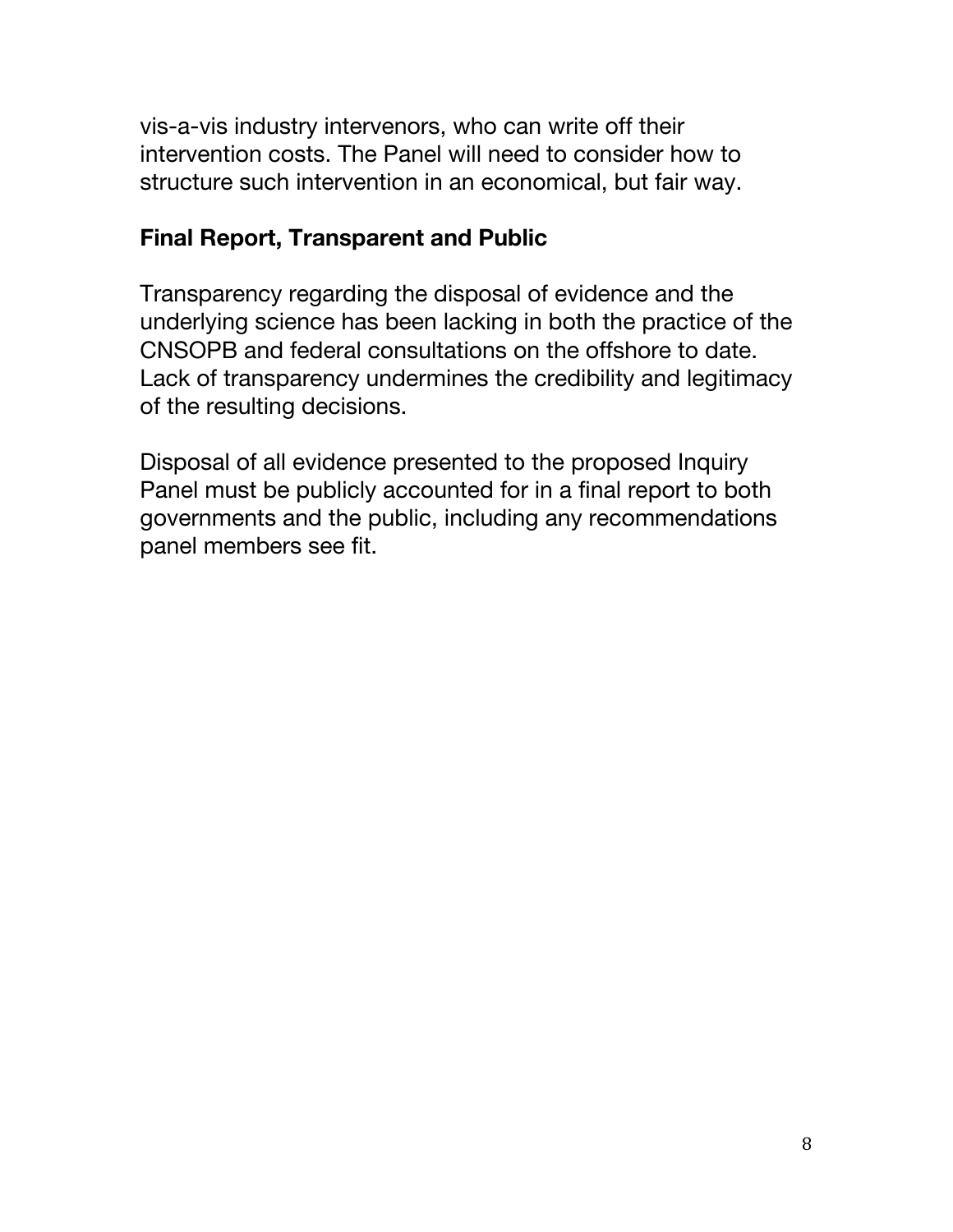vis-a-vis industry intervenors, who can write off their intervention costs. The Panel will need to consider how to structure such intervention in an economical, but fair way.

## Final Report, Transparent and Public

Transparency regarding the disposal of evidence and the underlying science has been lacking in both the practice of the CNSOPB and federal consultations on the offshore to date. Lack of transparency undermines the credibility and legitimacy of the resulting decisions.

Disposal of all evidence presented to the proposed Inquiry Panel must be publicly accounted for in a final report to both governments and the public, including any recommendations panel members see fit.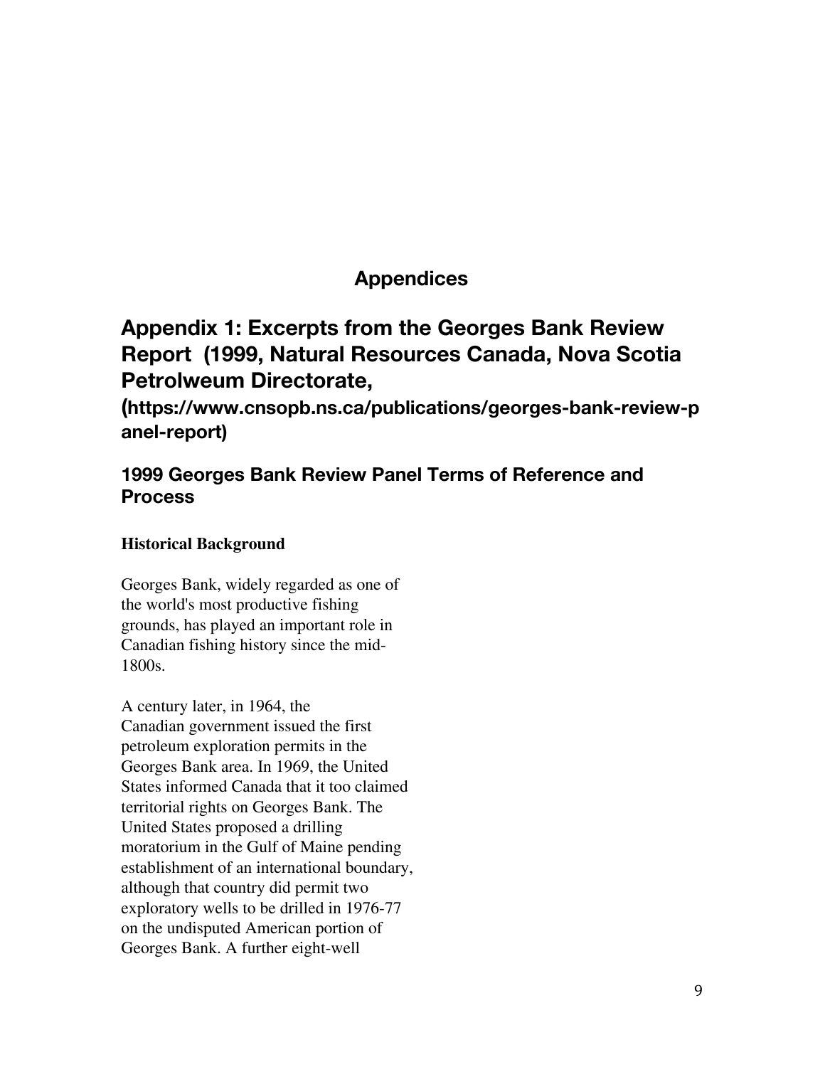# Appendices

## Appendix 1: Excerpts from the Georges Bank Review Report (1999, Natural Resources Canada, Nova Scotia Petrolweum Directorate, (https://www.cnsopb.ns.ca/publications/georges-bank-review-panel-report)

### 1999 Georges Bank Review Panel Terms of Reference and Process

**Historical Background**

Georges Bank, widely regarded as one of the world's most productive fishing grounds, has played an important role in Canadian fishing history since the mid-1800s.

A century later, in 1964, the Canadian government issued the first petroleum exploration permits in the Georges Bank area. In 1969, the United States informed Canada that it too claimed territorial rights on Georges Bank. The United States proposed a drilling moratorium in the Gulf of Maine pending establishment of an international boundary, although that country did permit two exploratory wells to be drilled in 1976-77 on the undisputed American portion of Georges Bank. A further eight-well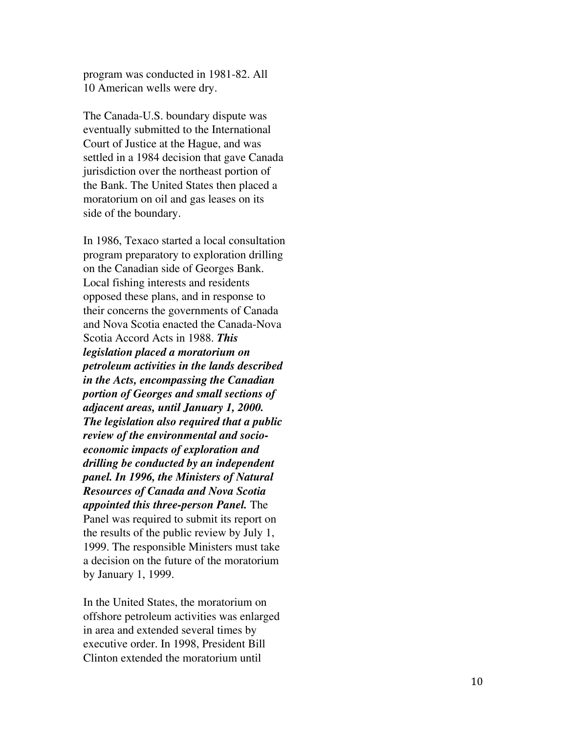program was conducted in 1981-82. All 10 American wells were dry.

The Canada-U.S. boundary dispute was eventually submitted to the International Court of Justice at the Hague, and was settled in a 1984 decision that gave Canada jurisdiction over the northeast portion of the Bank. The United States then placed a moratorium on oil and gas leases on its side of the boundary.

In 1986, Texaco started a local consultation program preparatory to exploration drilling on the Canadian side of Georges Bank. Local fishing interests and residents opposed these plans, and in response to their concerns the governments of Canada and Nova Scotia enacted the Canada-Nova Scotia Accord Acts in 1988. ***This legislation placed a moratorium on petroleum activities in the lands described in the Acts, encompassing the Canadian portion of Georges and small sections of adjacent areas, until January 1, 2000. The legislation also required that a public review of the environmental and socio-economic impacts of exploration and drilling be conducted by an independent panel. In 1996, the Ministers of Natural Resources of Canada and Nova Scotia appointed this three-person Panel.*** The Panel was required to submit its report on the results of the public review by July 1, 1999. The responsible Ministers must take a decision on the future of the moratorium by January 1, 1999.

In the United States, the moratorium on offshore petroleum activities was enlarged in area and extended several times by executive order. In 1998, President Bill Clinton extended the moratorium until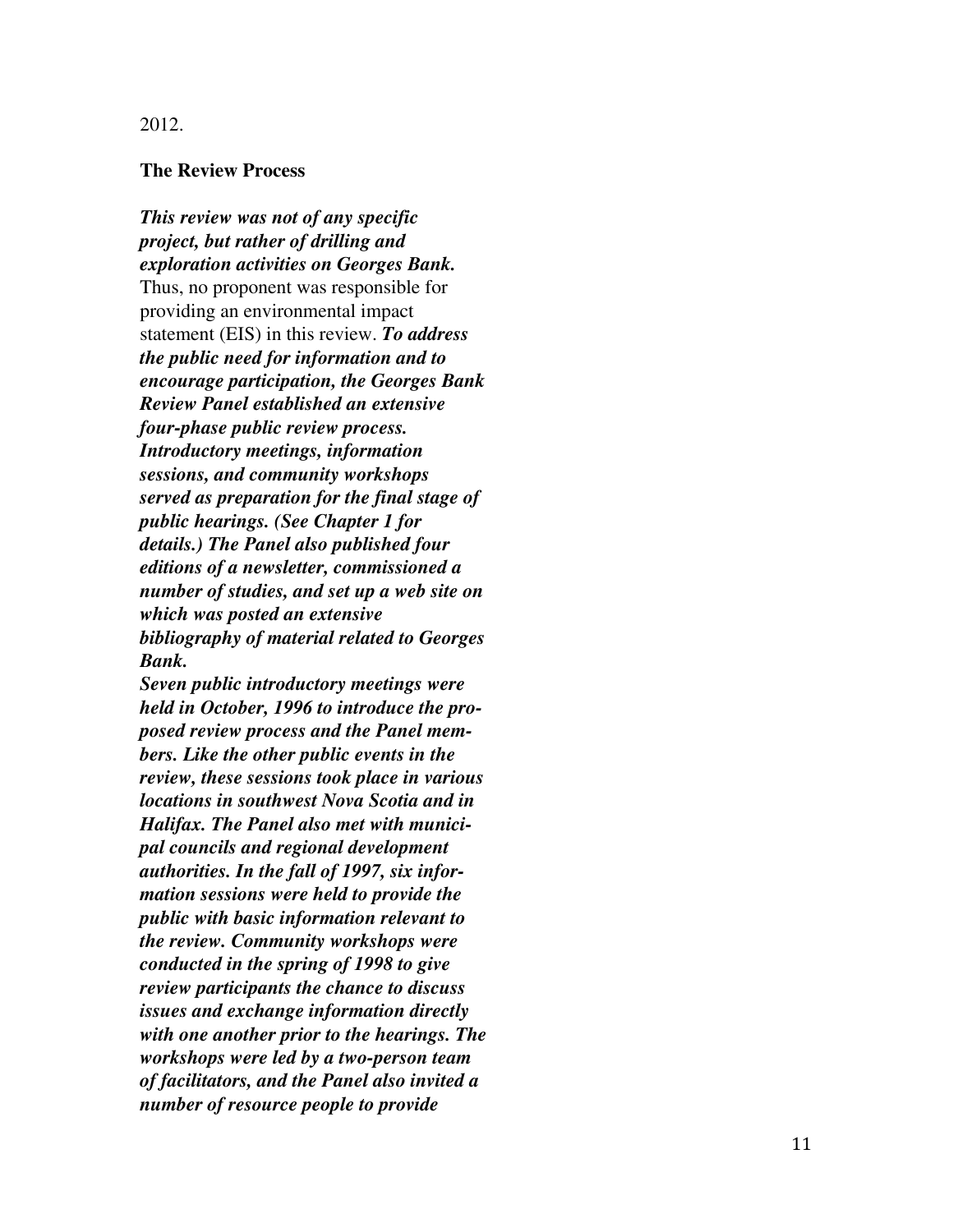2012.

**The Review Process**

***This review was not of any specific project, but rather of drilling and exploration activities on Georges Bank.*** Thus, no proponent was responsible for providing an environmental impact statement (EIS) in this review. ***To address the public need for information and to encourage participation, the Georges Bank Review Panel established an extensive four-phase public review process. Introductory meetings, information sessions, and community workshops served as preparation for the final stage of public hearings. (See Chapter 1 for details.) The Panel also published four editions of a newsletter, commissioned a number of studies, and set up a web site on which was posted an extensive bibliography of material related to Georges Bank.***

***Seven public introductory meetings were held in October, 1996 to introduce the proposed review process and the Panel members. Like the other public events in the review, these sessions took place in various locations in southwest Nova Scotia and in Halifax. The Panel also met with municipal councils and regional development authorities. In the fall of 1997, six information sessions were held to provide the public with basic information relevant to the review. Community workshops were conducted in the spring of 1998 to give review participants the chance to discuss issues and exchange information directly with one another prior to the hearings. The workshops were led by a two-person team of facilitators, and the Panel also invited a number of resource people to provide***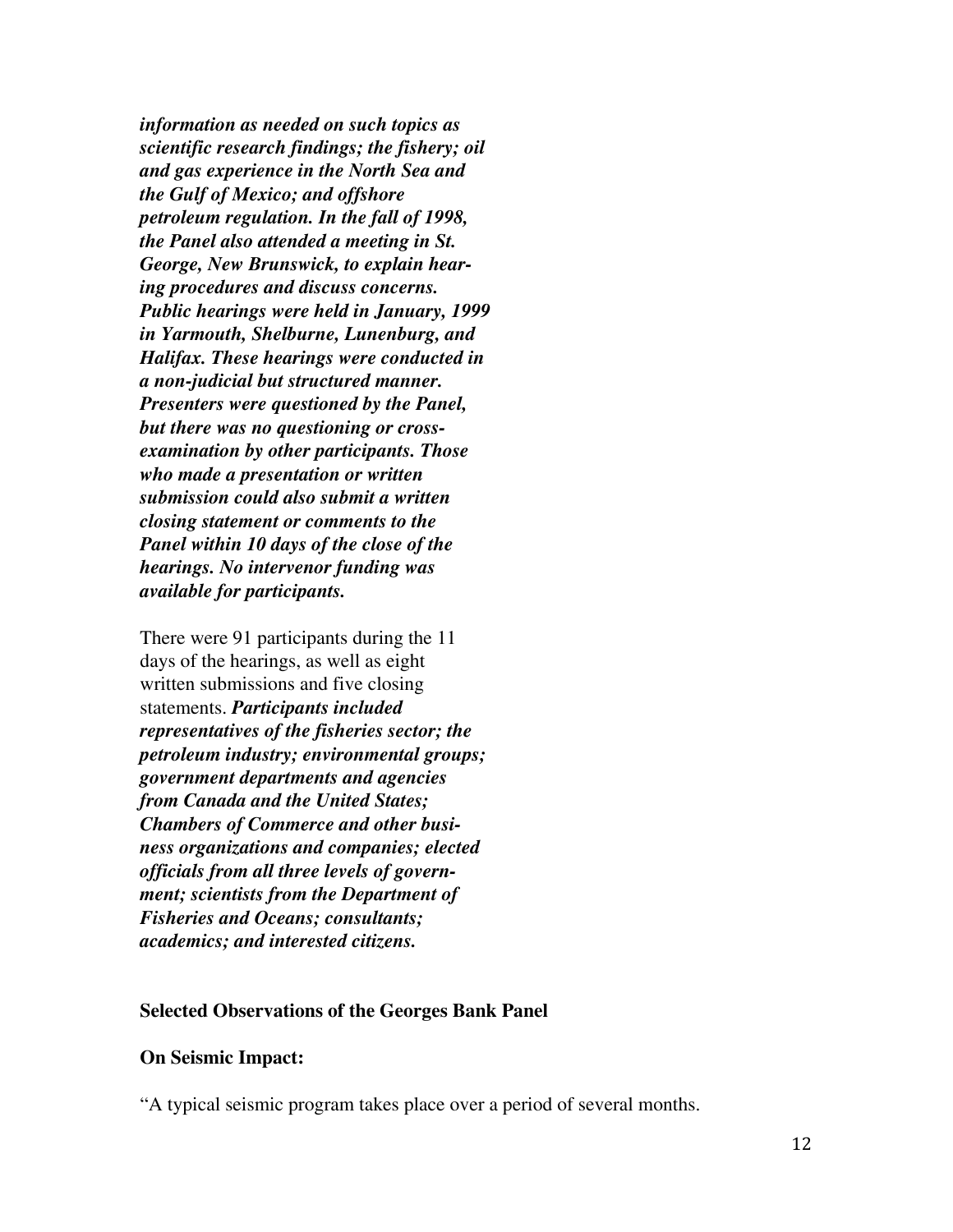***information as needed on such topics as scientific research findings; the fishery; oil and gas experience in the North Sea and the Gulf of Mexico; and offshore petroleum regulation. In the fall of 1998, the Panel also attended a meeting in St. George, New Brunswick, to explain hearing procedures and discuss concerns. Public hearings were held in January, 1999 in Yarmouth, Shelburne, Lunenburg, and Halifax. These hearings were conducted in a non-judicial but structured manner. Presenters were questioned by the Panel, but there was no questioning or cross-examination by other participants. Those who made a presentation or written submission could also submit a written closing statement or comments to the Panel within 10 days of the close of the hearings. No intervenor funding was available for participants.***

There were 91 participants during the 11 days of the hearings, as well as eight written submissions and five closing statements. ***Participants included representatives of the fisheries sector; the petroleum industry; environmental groups; government departments and agencies from Canada and the United States; Chambers of Commerce and other business organizations and companies; elected officials from all three levels of government; scientists from the Department of Fisheries and Oceans; consultants; academics; and interested citizens.***

**Selected Observations of the Georges Bank Panel**

**On Seismic Impact:**

"A typical seismic program takes place over a period of several months.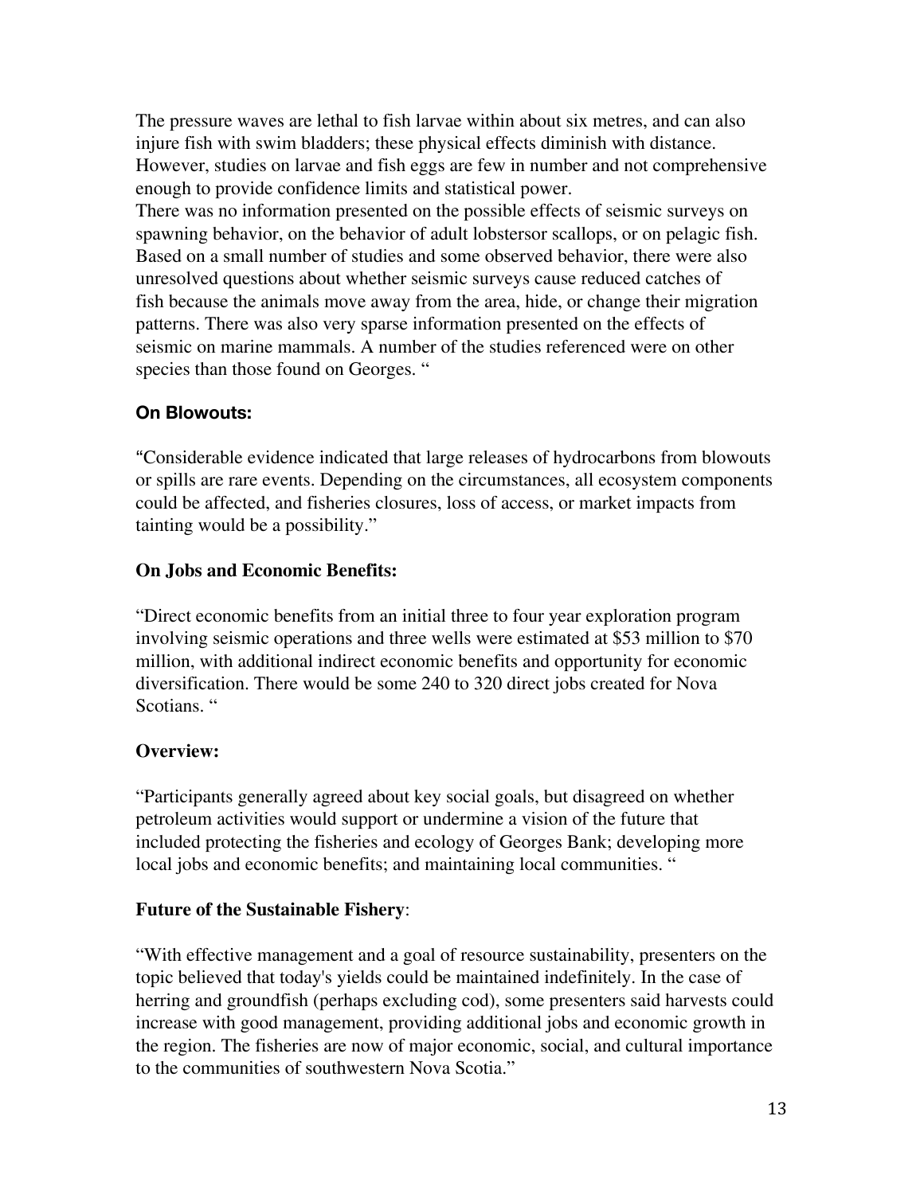The pressure waves are lethal to fish larvae within about six metres, and can also injure fish with swim bladders; these physical effects diminish with distance. However, studies on larvae and fish eggs are few in number and not comprehensive enough to provide confidence limits and statistical power.

There was no information presented on the possible effects of seismic surveys on spawning behavior, on the behavior of adult lobstersor scallops, or on pelagic fish. Based on a small number of studies and some observed behavior, there were also unresolved questions about whether seismic surveys cause reduced catches of fish because the animals move away from the area, hide, or change their migration patterns. There was also very sparse information presented on the effects of seismic on marine mammals. A number of the studies referenced were on other species than those found on Georges. "

**On Blowouts:**

"Considerable evidence indicated that large releases of hydrocarbons from blowouts or spills are rare events. Depending on the circumstances, all ecosystem components could be affected, and fisheries closures, loss of access, or market impacts from tainting would be a possibility."

**On Jobs and Economic Benefits:**

"Direct economic benefits from an initial three to four year exploration program involving seismic operations and three wells were estimated at $53 million to $70 million, with additional indirect economic benefits and opportunity for economic diversification. There would be some 240 to 320 direct jobs created for Nova Scotians. "

**Overview:**

"Participants generally agreed about key social goals, but disagreed on whether petroleum activities would support or undermine a vision of the future that included protecting the fisheries and ecology of Georges Bank; developing more local jobs and economic benefits; and maintaining local communities. "

**Future of the Sustainable Fishery**:

"With effective management and a goal of resource sustainability, presenters on the topic believed that today's yields could be maintained indefinitely. In the case of herring and groundfish (perhaps excluding cod), some presenters said harvests could increase with good management, providing additional jobs and economic growth in the region. The fisheries are now of major economic, social, and cultural importance to the communities of southwestern Nova Scotia."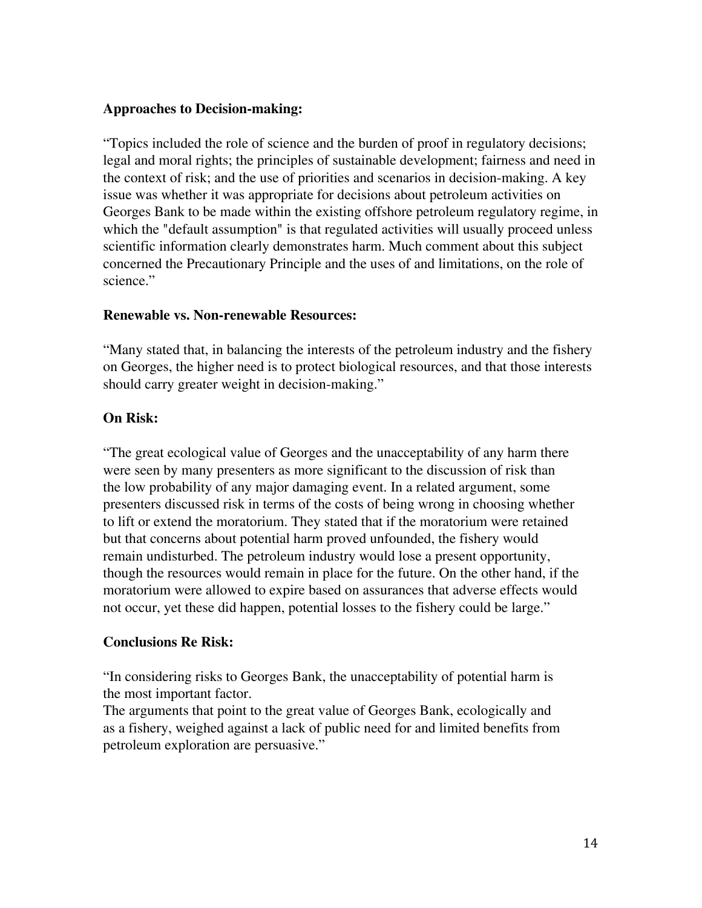**Approaches to Decision-making:**

"Topics included the role of science and the burden of proof in regulatory decisions; legal and moral rights; the principles of sustainable development; fairness and need in the context of risk; and the use of priorities and scenarios in decision-making. A key issue was whether it was appropriate for decisions about petroleum activities on Georges Bank to be made within the existing offshore petroleum regulatory regime, in which the "default assumption" is that regulated activities will usually proceed unless scientific information clearly demonstrates harm. Much comment about this subject concerned the Precautionary Principle and the uses of and limitations, on the role of science."

**Renewable vs. Non-renewable Resources:**

"Many stated that, in balancing the interests of the petroleum industry and the fishery on Georges, the higher need is to protect biological resources, and that those interests should carry greater weight in decision-making."

**On Risk:**

"The great ecological value of Georges and the unacceptability of any harm there were seen by many presenters as more significant to the discussion of risk than the low probability of any major damaging event. In a related argument, some presenters discussed risk in terms of the costs of being wrong in choosing whether to lift or extend the moratorium. They stated that if the moratorium were retained but that concerns about potential harm proved unfounded, the fishery would remain undisturbed. The petroleum industry would lose a present opportunity, though the resources would remain in place for the future. On the other hand, if the moratorium were allowed to expire based on assurances that adverse effects would not occur, yet these did happen, potential losses to the fishery could be large."

**Conclusions Re Risk:**

"In considering risks to Georges Bank, the unacceptability of potential harm is the most important factor.
The arguments that point to the great value of Georges Bank, ecologically and as a fishery, weighed against a lack of public need for and limited benefits from petroleum exploration are persuasive."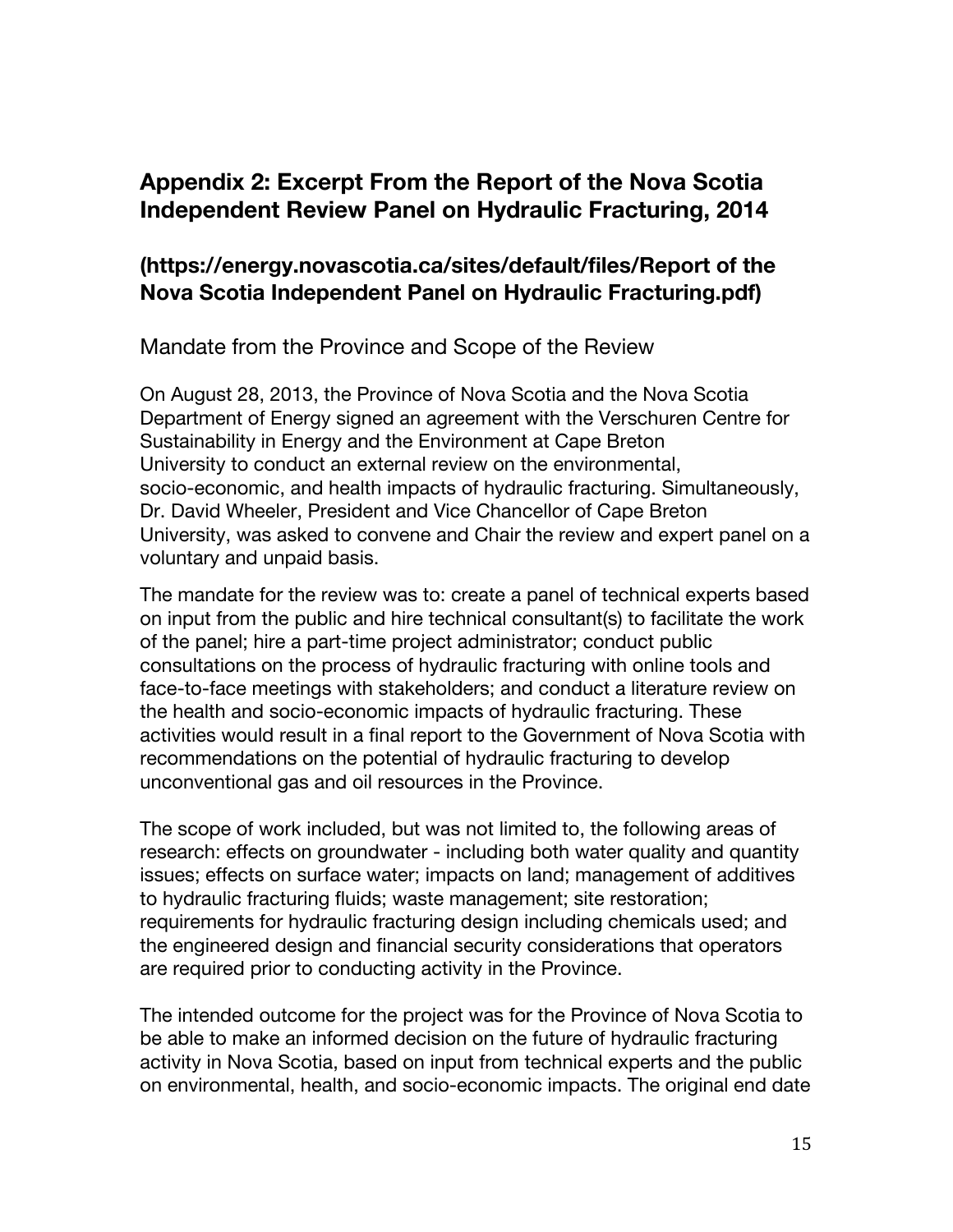## Appendix 2: Excerpt From the Report of the Nova Scotia Independent Review Panel on Hydraulic Fracturing, 2014

### (https://energy.novascotia.ca/sites/default/files/Report of the Nova Scotia Independent Panel on Hydraulic Fracturing.pdf)

Mandate from the Province and Scope of the Review

On August 28, 2013, the Province of Nova Scotia and the Nova Scotia Department of Energy signed an agreement with the Verschuren Centre for Sustainability in Energy and the Environment at Cape Breton University to conduct an external review on the environmental, socio-economic, and health impacts of hydraulic fracturing. Simultaneously, Dr. David Wheeler, President and Vice Chancellor of Cape Breton University, was asked to convene and Chair the review and expert panel on a voluntary and unpaid basis.

The mandate for the review was to: create a panel of technical experts based on input from the public and hire technical consultant(s) to facilitate the work of the panel; hire a part-time project administrator; conduct public consultations on the process of hydraulic fracturing with online tools and face-to-face meetings with stakeholders; and conduct a literature review on the health and socio-economic impacts of hydraulic fracturing. These activities would result in a final report to the Government of Nova Scotia with recommendations on the potential of hydraulic fracturing to develop unconventional gas and oil resources in the Province.

The scope of work included, but was not limited to, the following areas of research: effects on groundwater - including both water quality and quantity issues; effects on surface water; impacts on land; management of additives to hydraulic fracturing fluids; waste management; site restoration; requirements for hydraulic fracturing design including chemicals used; and the engineered design and financial security considerations that operators are required prior to conducting activity in the Province.

The intended outcome for the project was for the Province of Nova Scotia to be able to make an informed decision on the future of hydraulic fracturing activity in Nova Scotia, based on input from technical experts and the public on environmental, health, and socio-economic impacts. The original end date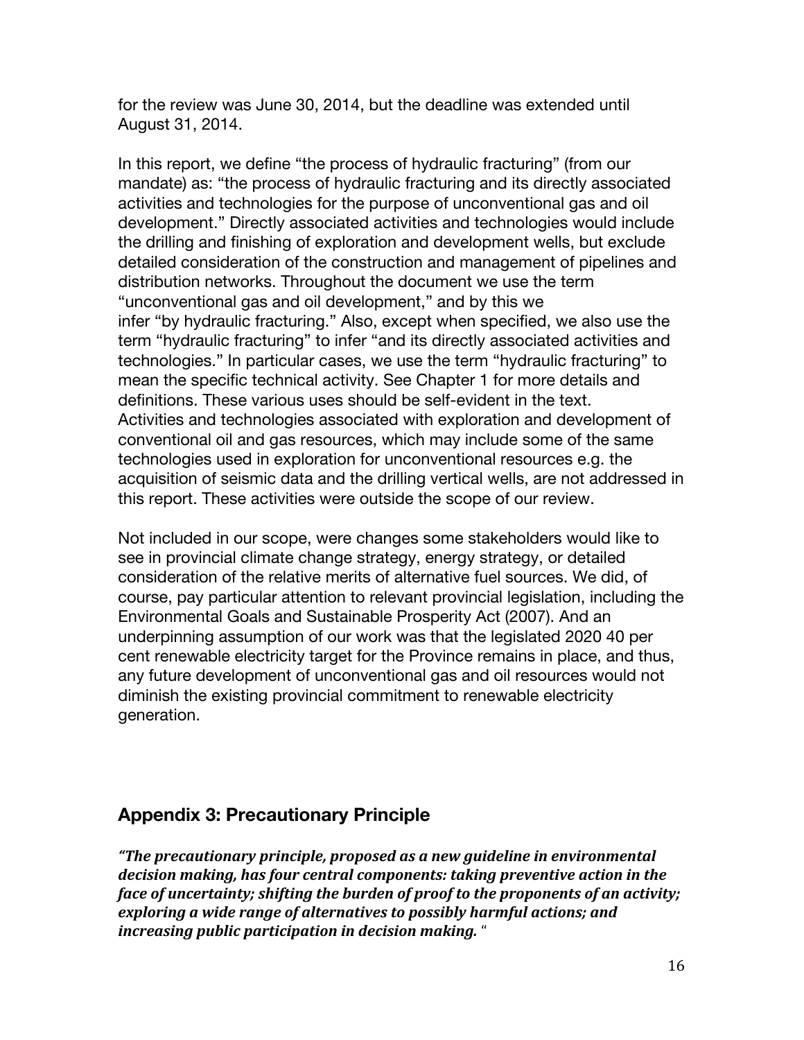for the review was June 30, 2014, but the deadline was extended until August 31, 2014.

In this report, we define "the process of hydraulic fracturing" (from our mandate) as: "the process of hydraulic fracturing and its directly associated activities and technologies for the purpose of unconventional gas and oil development." Directly associated activities and technologies would include the drilling and finishing of exploration and development wells, but exclude detailed consideration of the construction and management of pipelines and distribution networks. Throughout the document we use the term "unconventional gas and oil development," and by this we infer "by hydraulic fracturing." Also, except when specified, we also use the term "hydraulic fracturing" to infer "and its directly associated activities and technologies." In particular cases, we use the term "hydraulic fracturing" to mean the specific technical activity. See Chapter 1 for more details and definitions. These various uses should be self-evident in the text. Activities and technologies associated with exploration and development of conventional oil and gas resources, which may include some of the same technologies used in exploration for unconventional resources e.g. the acquisition of seismic data and the drilling vertical wells, are not addressed in this report. These activities were outside the scope of our review.

Not included in our scope, were changes some stakeholders would like to see in provincial climate change strategy, energy strategy, or detailed consideration of the relative merits of alternative fuel sources. We did, of course, pay particular attention to relevant provincial legislation, including the Environmental Goals and Sustainable Prosperity Act (2007). And an underpinning assumption of our work was that the legislated 2020 40 per cent renewable electricity target for the Province remains in place, and thus, any future development of unconventional gas and oil resources would not diminish the existing provincial commitment to renewable electricity generation.

## Appendix 3: Precautionary Principle

***"The precautionary principle, proposed as a new guideline in environmental decision making, has four central components: taking preventive action in the face of uncertainty; shifting the burden of proof to the proponents of an activity; exploring a wide range of alternatives to possibly harmful actions; and increasing public participation in decision making."***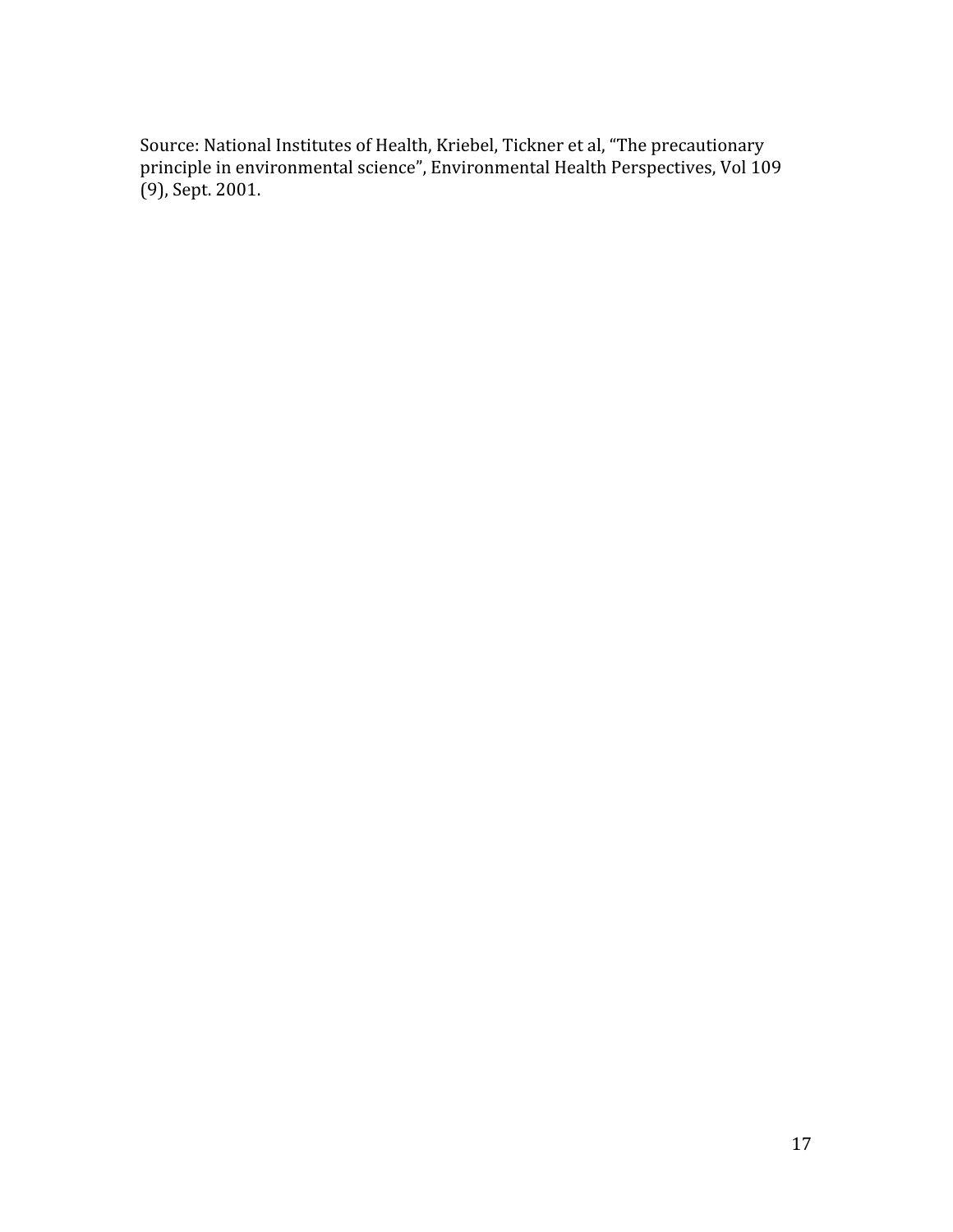Source: National Institutes of Health, Kriebel, Tickner et al, “The precautionary principle in environmental science”, Environmental Health Perspectives, Vol 109 (9), Sept. 2001.